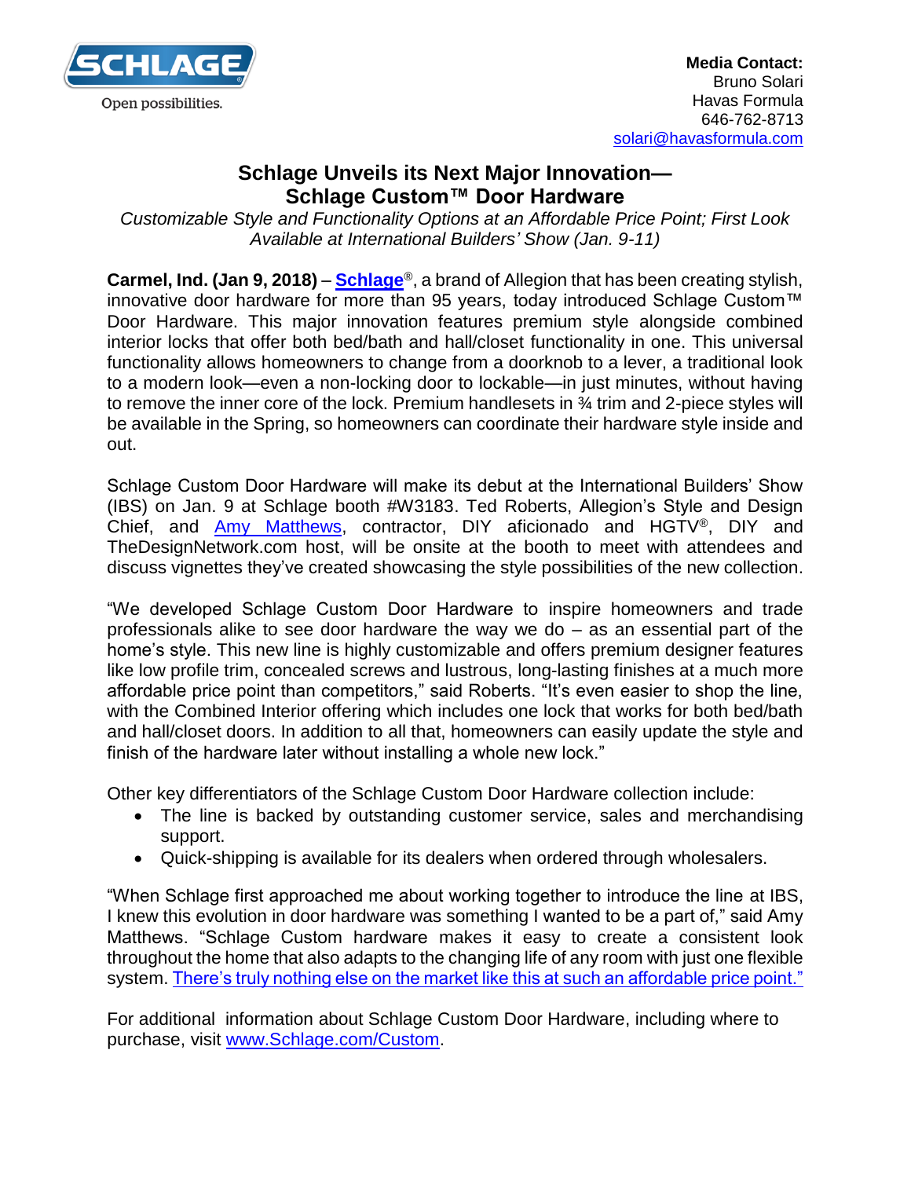SCHLAGE

Open possibilities.

**Media Contact:**
Bruno Solari
Havas Formula
646-762-8713
solari@havasformula.com

# Schlage Unveils its Next Major Innovation— Schlage Custom™ Door Hardware

*Customizable Style and Functionality Options at an Affordable Price Point; First Look Available at International Builders' Show (Jan. 9-11)*

**Carmel, Ind. (Jan 9, 2018)** – **Schlage**®, a brand of Allegion that has been creating stylish, innovative door hardware for more than 95 years, today introduced Schlage Custom™ Door Hardware. This major innovation features premium style alongside combined interior locks that offer both bed/bath and hall/closet functionality in one. This universal functionality allows homeowners to change from a doorknob to a lever, a traditional look to a modern look—even a non-locking door to lockable—in just minutes, without having to remove the inner core of the lock. Premium handlesets in ¾ trim and 2-piece styles will be available in the Spring, so homeowners can coordinate their hardware style inside and out.

Schlage Custom Door Hardware will make its debut at the International Builders' Show (IBS) on Jan. 9 at Schlage booth #W3183. Ted Roberts, Allegion's Style and Design Chief, and Amy Matthews, contractor, DIY aficionado and HGTV®, DIY and TheDesignNetwork.com host, will be onsite at the booth to meet with attendees and discuss vignettes they've created showcasing the style possibilities of the new collection.

"We developed Schlage Custom Door Hardware to inspire homeowners and trade professionals alike to see door hardware the way we do – as an essential part of the home's style. This new line is highly customizable and offers premium designer features like low profile trim, concealed screws and lustrous, long-lasting finishes at a much more affordable price point than competitors," said Roberts. "It's even easier to shop the line, with the Combined Interior offering which includes one lock that works for both bed/bath and hall/closet doors. In addition to all that, homeowners can easily update the style and finish of the hardware later without installing a whole new lock."

Other key differentiators of the Schlage Custom Door Hardware collection include:

- The line is backed by outstanding customer service, sales and merchandising support.
- Quick-shipping is available for its dealers when ordered through wholesalers.

"When Schlage first approached me about working together to introduce the line at IBS, I knew this evolution in door hardware was something I wanted to be a part of," said Amy Matthews. "Schlage Custom hardware makes it easy to create a consistent look throughout the home that also adapts to the changing life of any room with just one flexible system. There's truly nothing else on the market like this at such an affordable price point."

For additional information about Schlage Custom Door Hardware, including where to purchase, visit www.Schlage.com/Custom.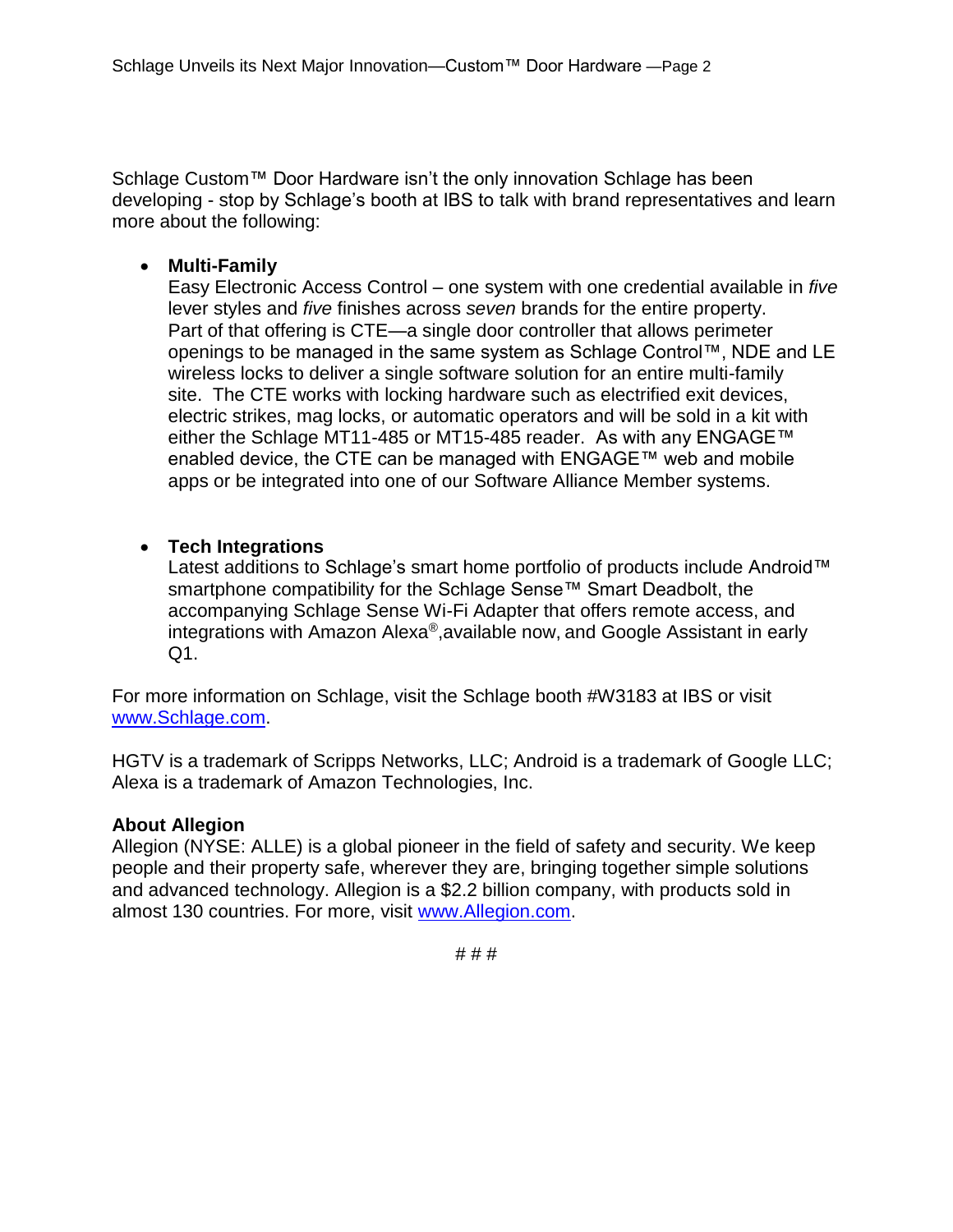Schlage Custom™ Door Hardware isn't the only innovation Schlage has been developing - stop by Schlage's booth at IBS to talk with brand representatives and learn more about the following:

- **Multi-Family**
  Easy Electronic Access Control – one system with one credential available in *five* lever styles and *five* finishes across *seven* brands for the entire property. Part of that offering is CTE—a single door controller that allows perimeter openings to be managed in the same system as Schlage Control™, NDE and LE wireless locks to deliver a single software solution for an entire multi-family site. The CTE works with locking hardware such as electrified exit devices, electric strikes, mag locks, or automatic operators and will be sold in a kit with either the Schlage MT11-485 or MT15-485 reader. As with any ENGAGE™ enabled device, the CTE can be managed with ENGAGE™ web and mobile apps or be integrated into one of our Software Alliance Member systems.

- **Tech Integrations**
  Latest additions to Schlage's smart home portfolio of products include Android™ smartphone compatibility for the Schlage Sense™ Smart Deadbolt, the accompanying Schlage Sense Wi-Fi Adapter that offers remote access, and integrations with Amazon Alexa®,available now, and Google Assistant in early Q1.

For more information on Schlage, visit the Schlage booth #W3183 at IBS or visit www.Schlage.com.

HGTV is a trademark of Scripps Networks, LLC; Android is a trademark of Google LLC; Alexa is a trademark of Amazon Technologies, Inc.

**About Allegion**
Allegion (NYSE: ALLE) is a global pioneer in the field of safety and security. We keep people and their property safe, wherever they are, bringing together simple solutions and advanced technology. Allegion is a $2.2 billion company, with products sold in almost 130 countries. For more, visit www.Allegion.com.

# # #